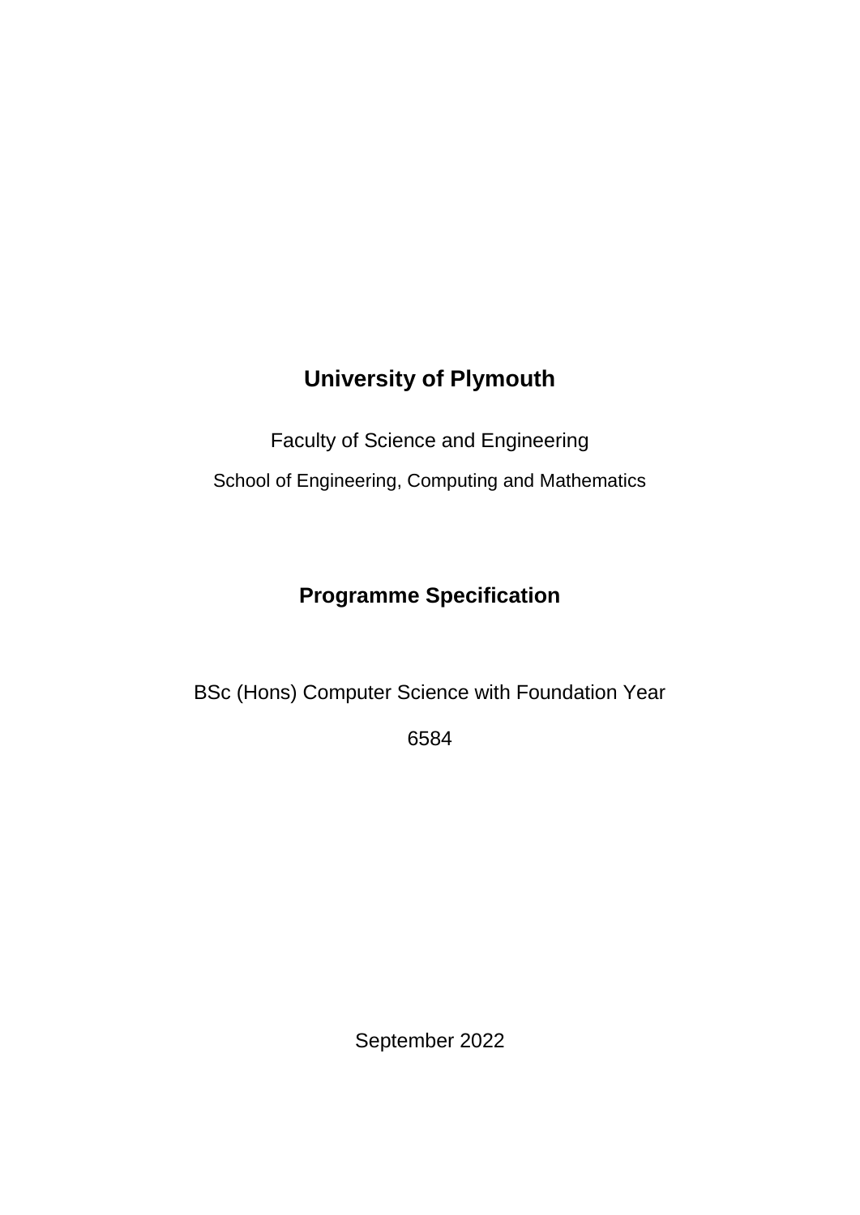# University of Plymouth

Faculty of Science and Engineering

School of Engineering, Computing and Mathematics

## Programme Specification

BSc (Hons) Computer Science with Foundation Year

6584

September 2022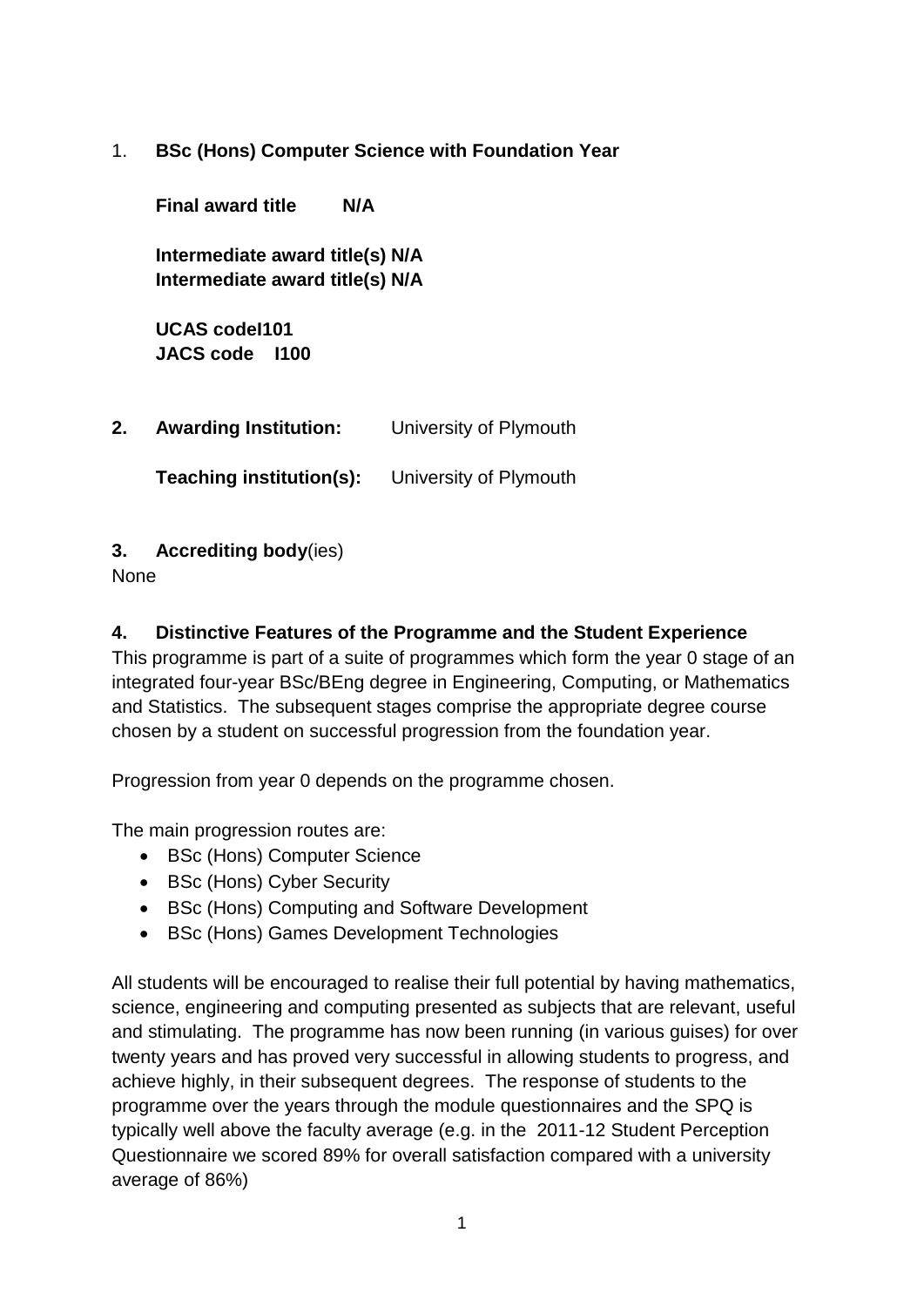1. **BSc (Hons) Computer Science with Foundation Year**

   **Final award title N/A**

   **Intermediate award title(s) N/A**
   **Intermediate award title(s) N/A**

   **UCAS codeI101**
   **JACS code I100**

2. **Awarding Institution:** University of Plymouth

   **Teaching institution(s):** University of Plymouth

3. **Accrediting body**(ies)

None

4. **Distinctive Features of the Programme and the Student Experience**

This programme is part of a suite of programmes which form the year 0 stage of an integrated four-year BSc/BEng degree in Engineering, Computing, or Mathematics and Statistics. The subsequent stages comprise the appropriate degree course chosen by a student on successful progression from the foundation year.

Progression from year 0 depends on the programme chosen.

The main progression routes are:

- BSc (Hons) Computer Science
- BSc (Hons) Cyber Security
- BSc (Hons) Computing and Software Development
- BSc (Hons) Games Development Technologies

All students will be encouraged to realise their full potential by having mathematics, science, engineering and computing presented as subjects that are relevant, useful and stimulating. The programme has now been running (in various guises) for over twenty years and has proved very successful in allowing students to progress, and achieve highly, in their subsequent degrees. The response of students to the programme over the years through the module questionnaires and the SPQ is typically well above the faculty average (e.g. in the 2011-12 Student Perception Questionnaire we scored 89% for overall satisfaction compared with a university average of 86%)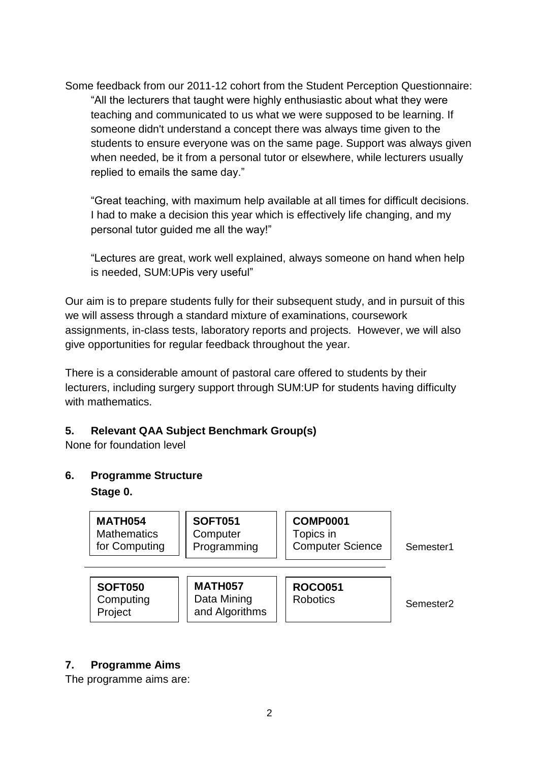Some feedback from our 2011-12 cohort from the Student Perception Questionnaire:

> "All the lecturers that taught were highly enthusiastic about what they were teaching and communicated to us what we were supposed to be learning. If someone didn't understand a concept there was always time given to the students to ensure everyone was on the same page. Support was always given when needed, be it from a personal tutor or elsewhere, while lecturers usually replied to emails the same day."
>
> "Great teaching, with maximum help available at all times for difficult decisions. I had to make a decision this year which is effectively life changing, and my personal tutor guided me all the way!"
>
> "Lectures are great, work well explained, always someone on hand when help is needed, SUM:UPis very useful"

Our aim is to prepare students fully for their subsequent study, and in pursuit of this we will assess through a standard mixture of examinations, coursework assignments, in-class tests, laboratory reports and projects. However, we will also give opportunities for regular feedback throughout the year.

There is a considerable amount of pastoral care offered to students by their lecturers, including surgery support through SUM:UP for students having difficulty with mathematics.

## 5. Relevant QAA Subject Benchmark Group(s)

None for foundation level

## 6. Programme Structure

**Stage 0.**

| | | | |
|---|---|---|---|
| **MATH054** Mathematics for Computing | **SOFT051** Computer Programming | **COMP0001** Topics in Computer Science | Semester1 |
| **SOFT050** Computing Project | **MATH057** Data Mining and Algorithms | **ROCO051** Robotics | Semester2 |

## 7. Programme Aims

The programme aims are: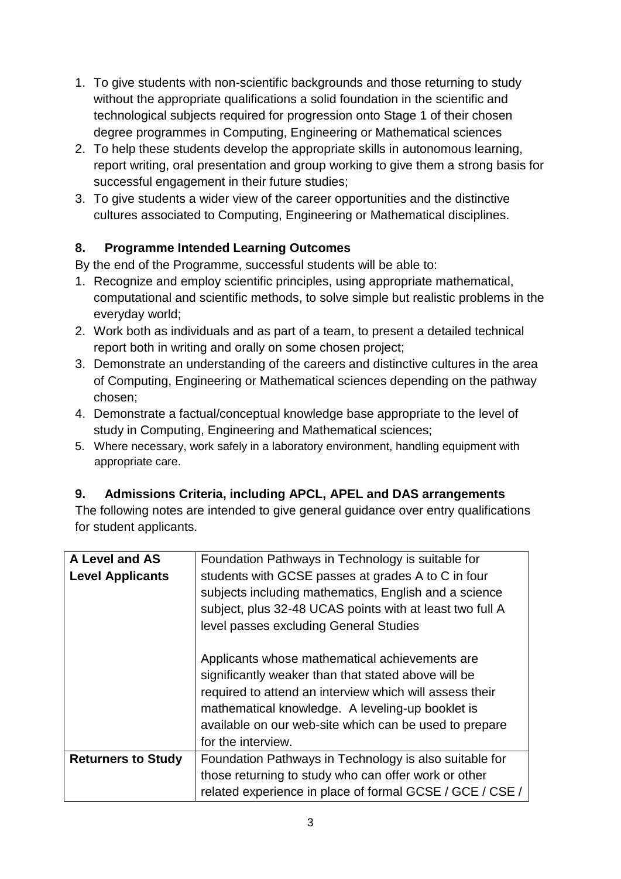1. To give students with non-scientific backgrounds and those returning to study without the appropriate qualifications a solid foundation in the scientific and technological subjects required for progression onto Stage 1 of their chosen degree programmes in Computing, Engineering or Mathematical sciences
2. To help these students develop the appropriate skills in autonomous learning, report writing, oral presentation and group working to give them a strong basis for successful engagement in their future studies;
3. To give students a wider view of the career opportunities and the distinctive cultures associated to Computing, Engineering or Mathematical disciplines.

## 8. Programme Intended Learning Outcomes

By the end of the Programme, successful students will be able to:

1. Recognize and employ scientific principles, using appropriate mathematical, computational and scientific methods, to solve simple but realistic problems in the everyday world;
2. Work both as individuals and as part of a team, to present a detailed technical report both in writing and orally on some chosen project;
3. Demonstrate an understanding of the careers and distinctive cultures in the area of Computing, Engineering or Mathematical sciences depending on the pathway chosen;
4. Demonstrate a factual/conceptual knowledge base appropriate to the level of study in Computing, Engineering and Mathematical sciences;
5. Where necessary, work safely in a laboratory environment, handling equipment with appropriate care.

## 9. Admissions Criteria, including APCL, APEL and DAS arrangements

The following notes are intended to give general guidance over entry qualifications for student applicants.

| | |
|---|---|
| **A Level and AS Level Applicants** | Foundation Pathways in Technology is suitable for students with GCSE passes at grades A to C in four subjects including mathematics, English and a science subject, plus 32-48 UCAS points with at least two full A level passes excluding General Studies<br><br>Applicants whose mathematical achievements are significantly weaker than that stated above will be required to attend an interview which will assess their mathematical knowledge. A leveling-up booklet is available on our web-site which can be used to prepare for the interview. |
| **Returners to Study** | Foundation Pathways in Technology is also suitable for those returning to study who can offer work or other related experience in place of formal GCSE / GCE / CSE / |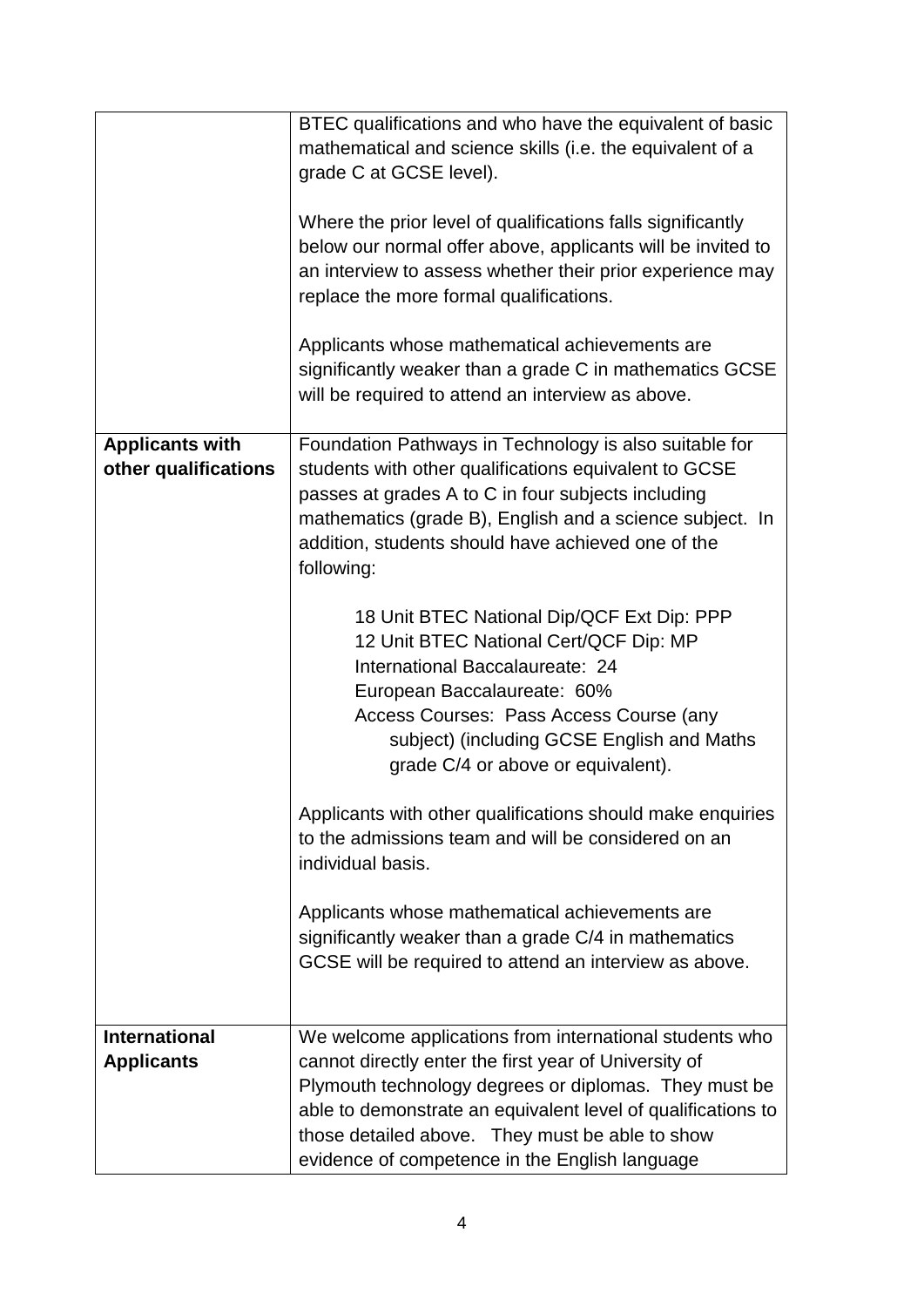| | |
|---|---|
| | BTEC qualifications and who have the equivalent of basic mathematical and science skills (i.e. the equivalent of a grade C at GCSE level).<br><br>Where the prior level of qualifications falls significantly below our normal offer above, applicants will be invited to an interview to assess whether their prior experience may replace the more formal qualifications.<br><br>Applicants whose mathematical achievements are significantly weaker than a grade C in mathematics GCSE will be required to attend an interview as above. |
| **Applicants with other qualifications** | Foundation Pathways in Technology is also suitable for students with other qualifications equivalent to GCSE passes at grades A to C in four subjects including mathematics (grade B), English and a science subject. In addition, students should have achieved one of the following:<br><br>18 Unit BTEC National Dip/QCF Ext Dip: PPP<br>12 Unit BTEC National Cert/QCF Dip: MP<br>International Baccalaureate: 24<br>European Baccalaureate: 60%<br>Access Courses: Pass Access Course (any subject) (including GCSE English and Maths grade C/4 or above or equivalent).<br><br>Applicants with other qualifications should make enquiries to the admissions team and will be considered on an individual basis.<br><br>Applicants whose mathematical achievements are significantly weaker than a grade C/4 in mathematics GCSE will be required to attend an interview as above. |
| **International Applicants** | We welcome applications from international students who cannot directly enter the first year of University of Plymouth technology degrees or diplomas. They must be able to demonstrate an equivalent level of qualifications to those detailed above. They must be able to show evidence of competence in the English language |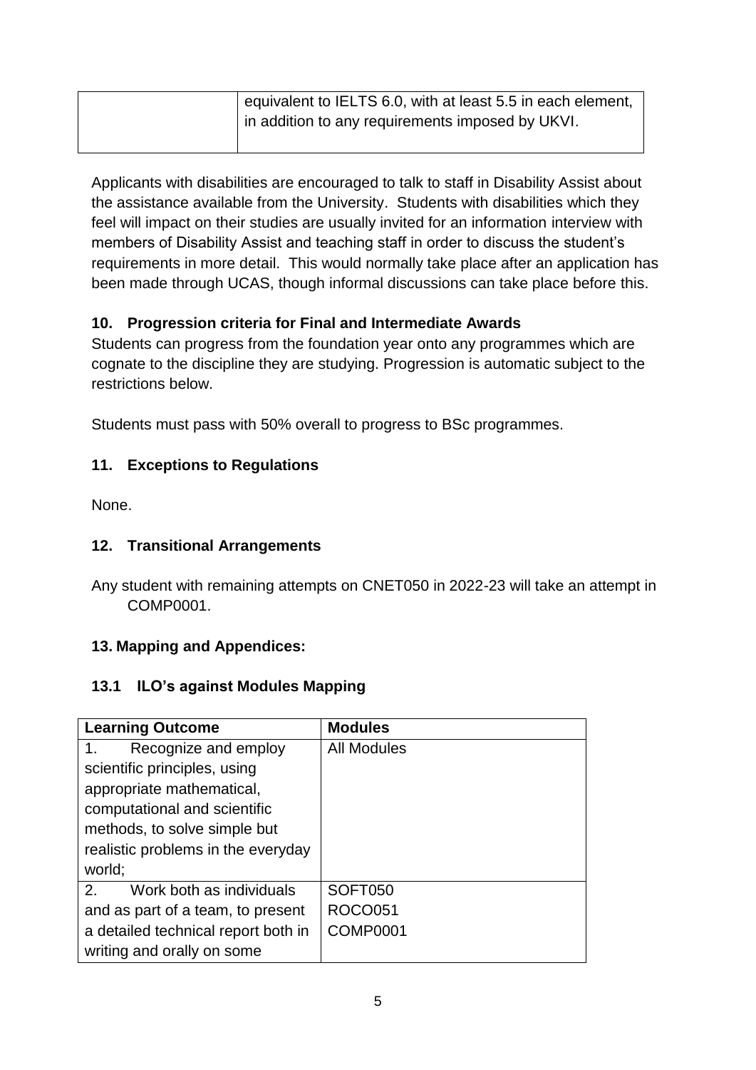| | equivalent to IELTS 6.0, with at least 5.5 in each element, in addition to any requirements imposed by UKVI. |
|---|---|

Applicants with disabilities are encouraged to talk to staff in Disability Assist about the assistance available from the University. Students with disabilities which they feel will impact on their studies are usually invited for an information interview with members of Disability Assist and teaching staff in order to discuss the student's requirements in more detail. This would normally take place after an application has been made through UCAS, though informal discussions can take place before this.

### 10. Progression criteria for Final and Intermediate Awards

Students can progress from the foundation year onto any programmes which are cognate to the discipline they are studying. Progression is automatic subject to the restrictions below.

Students must pass with 50% overall to progress to BSc programmes.

### 11. Exceptions to Regulations

None.

### 12. Transitional Arrangements

Any student with remaining attempts on CNET050 in 2022-23 will take an attempt in COMP0001.

### 13. Mapping and Appendices:

#### 13.1 ILO's against Modules Mapping

| Learning Outcome | Modules |
|---|---|
| 1. Recognize and employ scientific principles, using appropriate mathematical, computational and scientific methods, to solve simple but realistic problems in the everyday world; | All Modules |
| 2. Work both as individuals and as part of a team, to present a detailed technical report both in writing and orally on some | SOFT050<br>ROCO051<br>COMP0001 |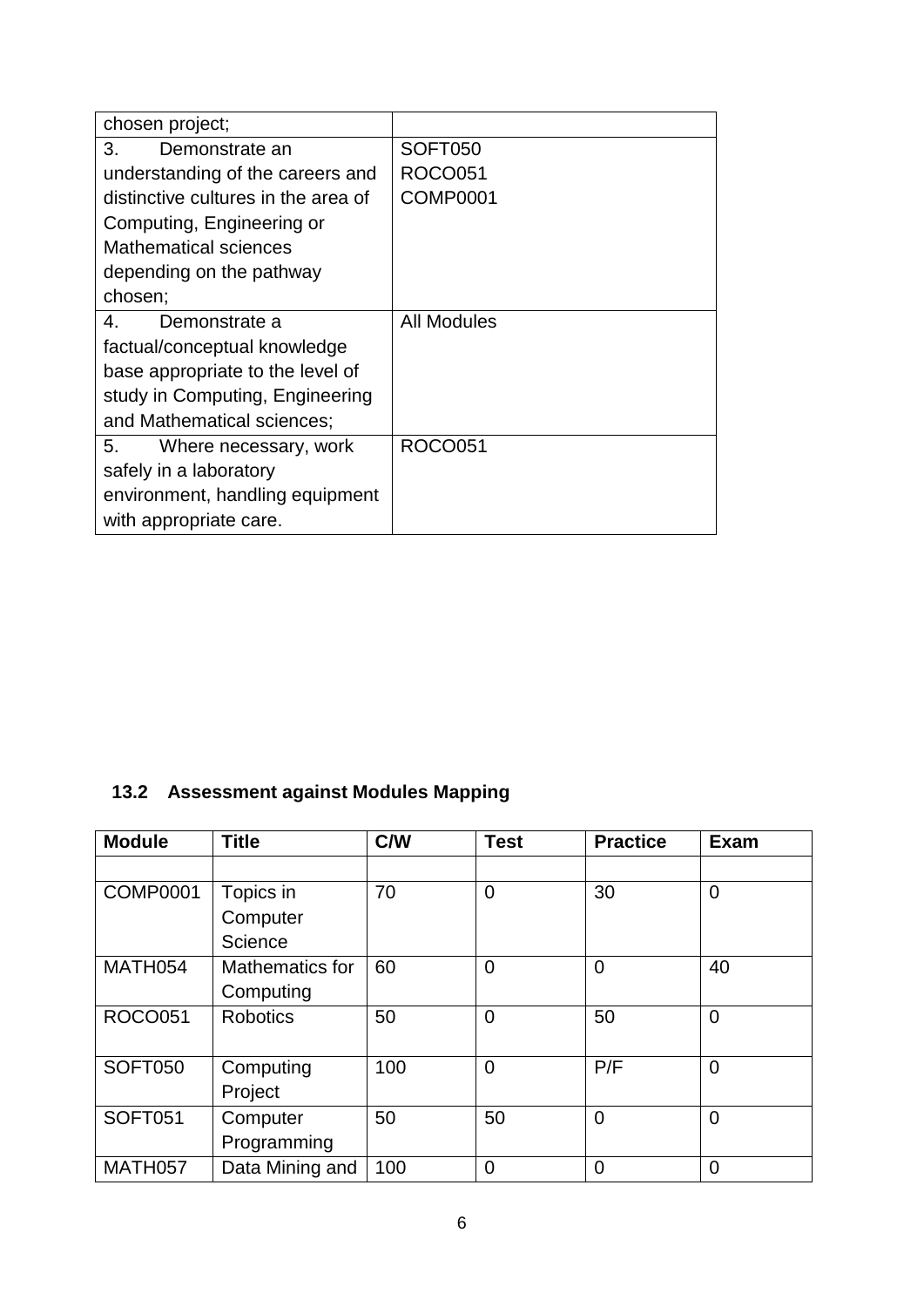| | |
|---|---|
| chosen project; | |
| 3. Demonstrate an understanding of the careers and distinctive cultures in the area of Computing, Engineering or Mathematical sciences depending on the pathway chosen; | SOFT050<br>ROCO051<br>COMP0001 |
| 4. Demonstrate a factual/conceptual knowledge base appropriate to the level of study in Computing, Engineering and Mathematical sciences; | All Modules |
| 5. Where necessary, work safely in a laboratory environment, handling equipment with appropriate care. | ROCO051 |

### 13.2 Assessment against Modules Mapping

| Module | Title | C/W | Test | Practice | Exam |
|---|---|---|---|---|---|
| | | | | | |
| COMP0001 | Topics in Computer Science | 70 | 0 | 30 | 0 |
| MATH054 | Mathematics for Computing | 60 | 0 | 0 | 40 |
| ROCO051 | Robotics | 50 | 0 | 50 | 0 |
| SOFT050 | Computing Project | 100 | 0 | P/F | 0 |
| SOFT051 | Computer Programming | 50 | 50 | 0 | 0 |
| MATH057 | Data Mining and | 100 | 0 | 0 | 0 |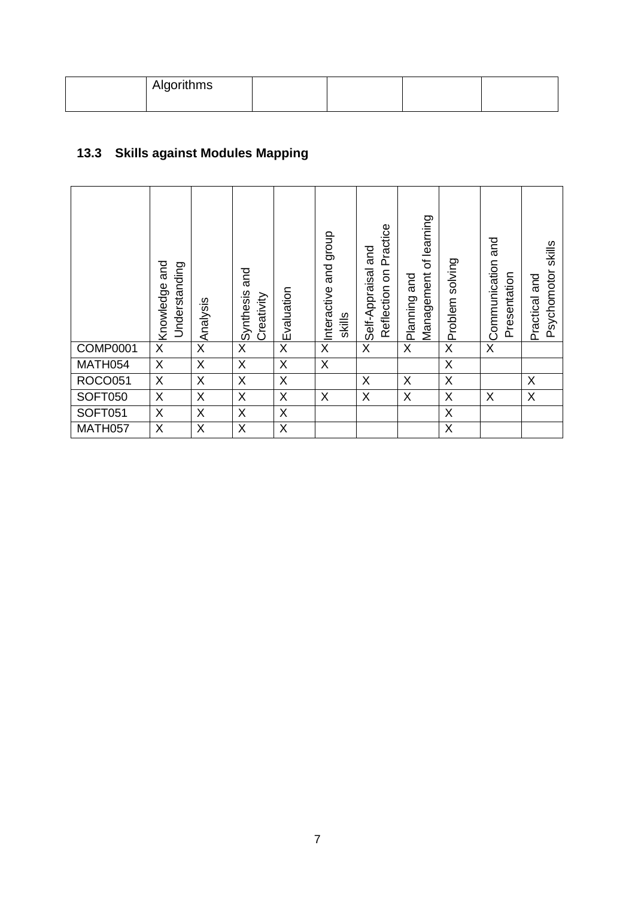| | | | | | |
|---|---|---|---|---|---|
| | Algorithms | | | | |

## 13.3 Skills against Modules Mapping

| | Knowledge and Understanding | Analysis | Synthesis and Creativity | Evaluation | Interactive and group skills | Self-Appraisal and Reflection on Practice | Planning and Management of learning | Problem solving | Communication and Presentation | Practical and Psychomotor skills |
|---|---|---|---|---|---|---|---|---|---|---|
| COMP0001 | X | X | X | X | X | X | X | X | X | |
| MATH054 | X | X | X | X | X | | | X | | |
| ROCO051 | X | X | X | X | | X | X | X | | X |
| SOFT050 | X | X | X | X | X | X | X | X | X | X |
| SOFT051 | X | X | X | X | | | | X | | |
| MATH057 | X | X | X | X | | | | X | | |